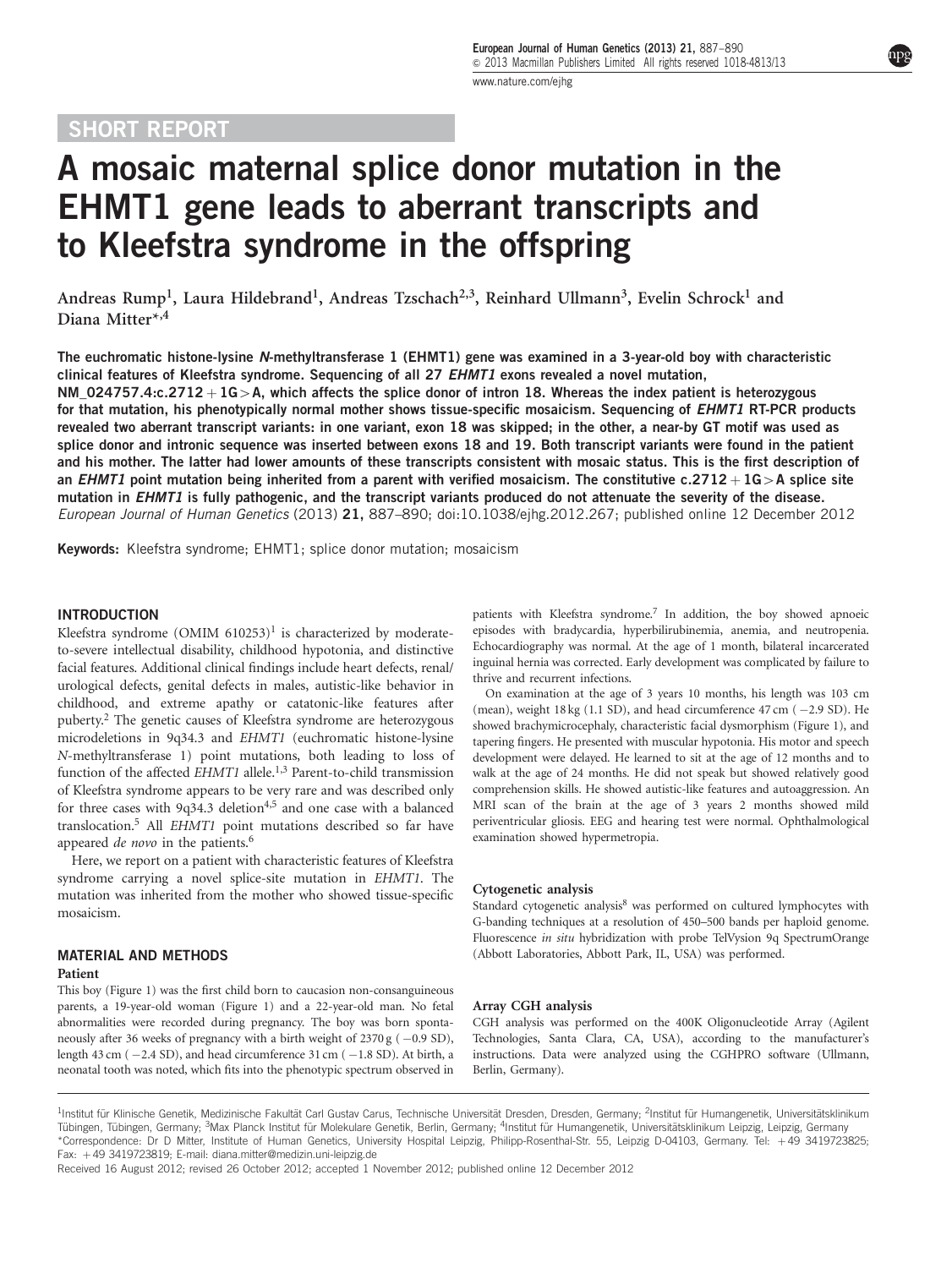SHORT REPORT

# A mosaic maternal splice donor mutation in the EHMT1 gene leads to aberrant transcripts and to Kleefstra syndrome in the offspring

Andreas Rump[1], Laura Hildebrand[1], Andreas Tzschach[2,3], Reinhard Ullmann[3], Evelin Schrock[1] and Diana Mitter*[,4]

**The euchromatic histone-lysine *N*-methyltransferase 1 (EHMT1) gene was examined in a 3-year-old boy with characteristic clinical features of Kleefstra syndrome. Sequencing of all 27 *EHMT1* exons revealed a novel mutation, NM_024757.4:c.2712 + 1G > A, which affects the splice donor of intron 18. Whereas the index patient is heterozygous for that mutation, his phenotypically normal mother shows tissue-specific mosaicism. Sequencing of *EHMT1* RT-PCR products revealed two aberrant transcript variants: in one variant, exon 18 was skipped; in the other, a near-by GT motif was used as splice donor and intronic sequence was inserted between exons 18 and 19. Both transcript variants were found in the patient and his mother. The latter had lower amounts of these transcripts consistent with mosaic status. This is the first description of an *EHMT1* point mutation being inherited from a parent with verified mosaicism. The constitutive c.2712 + 1G > A splice site mutation in *EHMT1* is fully pathogenic, and the transcript variants produced do not attenuate the severity of the disease.**

*European Journal of Human Genetics* (2013) **21,** 887–890; doi:10.1038/ejhg.2012.267; published online 12 December 2012

**Keywords:** Kleefstra syndrome; EHMT1; splice donor mutation; mosaicism

## INTRODUCTION

Kleefstra syndrome (OMIM 610253)[1] is characterized by moderate-to-severe intellectual disability, childhood hypotonia, and distinctive facial features. Additional clinical findings include heart defects, renal/urological defects, genital defects in males, autistic-like behavior in childhood, and extreme apathy or catatonic-like features after puberty.[2] The genetic causes of Kleefstra syndrome are heterozygous microdeletions in 9q34.3 and *EHMT1* (euchromatic histone-lysine *N*-methyltransferase 1) point mutations, both leading to loss of function of the affected *EHMT1* allele.[1,3] Parent-to-child transmission of Kleefstra syndrome appears to be very rare and was described only for three cases with 9q34.3 deletion[4,5] and one case with a balanced translocation.[5] All *EHMT1* point mutations described so far have appeared *de novo* in the patients.[6]

Here, we report on a patient with characteristic features of Kleefstra syndrome carrying a novel splice-site mutation in *EHMT1*. The mutation was inherited from the mother who showed tissue-specific mosaicism.

## MATERIAL AND METHODS

### Patient

This boy (Figure 1) was the first child born to caucasion non-consanguineous parents, a 19-year-old woman (Figure 1) and a 22-year-old man. No fetal abnormalities were recorded during pregnancy. The boy was born spontaneously after 36 weeks of pregnancy with a birth weight of 2370 g (−0.9 SD), length 43 cm (−2.4 SD), and head circumference 31 cm (−1.8 SD). At birth, a neonatal tooth was noted, which fits into the phenotypic spectrum observed in patients with Kleefstra syndrome.[7] In addition, the boy showed apnoeic episodes with bradycardia, hyperbilirubinemia, anemia, and neutropenia. Echocardiography was normal. At the age of 1 month, bilateral incarcerated inguinal hernia was corrected. Early development was complicated by failure to thrive and recurrent infections.

On examination at the age of 3 years 10 months, his length was 103 cm (mean), weight 18 kg (1.1 SD), and head circumference 47 cm (−2.9 SD). He showed brachymicrocephaly, characteristic facial dysmorphism (Figure 1), and tapering fingers. He presented with muscular hypotonia. His motor and speech development were delayed. He learned to sit at the age of 12 months and to walk at the age of 24 months. He did not speak but showed relatively good comprehension skills. He showed autistic-like features and autoaggression. An MRI scan of the brain at the age of 3 years 2 months showed mild periventricular gliosis. EEG and hearing test were normal. Ophthalmological examination showed hypermetropia.

### Cytogenetic analysis

Standard cytogenetic analysis[8] was performed on cultured lymphocytes with G-banding techniques at a resolution of 450–500 bands per haploid genome. Fluorescence *in situ* hybridization with probe TelVysion 9q SpectrumOrange (Abbott Laboratories, Abbott Park, IL, USA) was performed.

### Array CGH analysis

CGH analysis was performed on the 400K Oligonucleotide Array (Agilent Technologies, Santa Clara, CA, USA), according to the manufacturer's instructions. Data were analyzed using the CGHPRO software (Ullmann, Berlin, Germany).

[1]Institut für Klinische Genetik, Medizinische Fakultät Carl Gustav Carus, Technische Universität Dresden, Dresden, Germany; [2]Institut für Humangenetik, Universitätsklinikum Tübingen, Tübingen, Germany; [3]Max Planck Institut für Molekulare Genetik, Berlin, Germany; [4]Institut für Humangenetik, Universitätsklinikum Leipzig, Leipzig, Germany
*Correspondence: Dr D Mitter, Institute of Human Genetics, University Hospital Leipzig, Philipp-Rosenthal-Str. 55, Leipzig D-04103, Germany. Tel: +49 3419723825; Fax: +49 3419723819; E-mail: diana.mitter@medizin.uni-leipzig.de

Received 16 August 2012; revised 26 October 2012; accepted 1 November 2012; published online 12 December 2012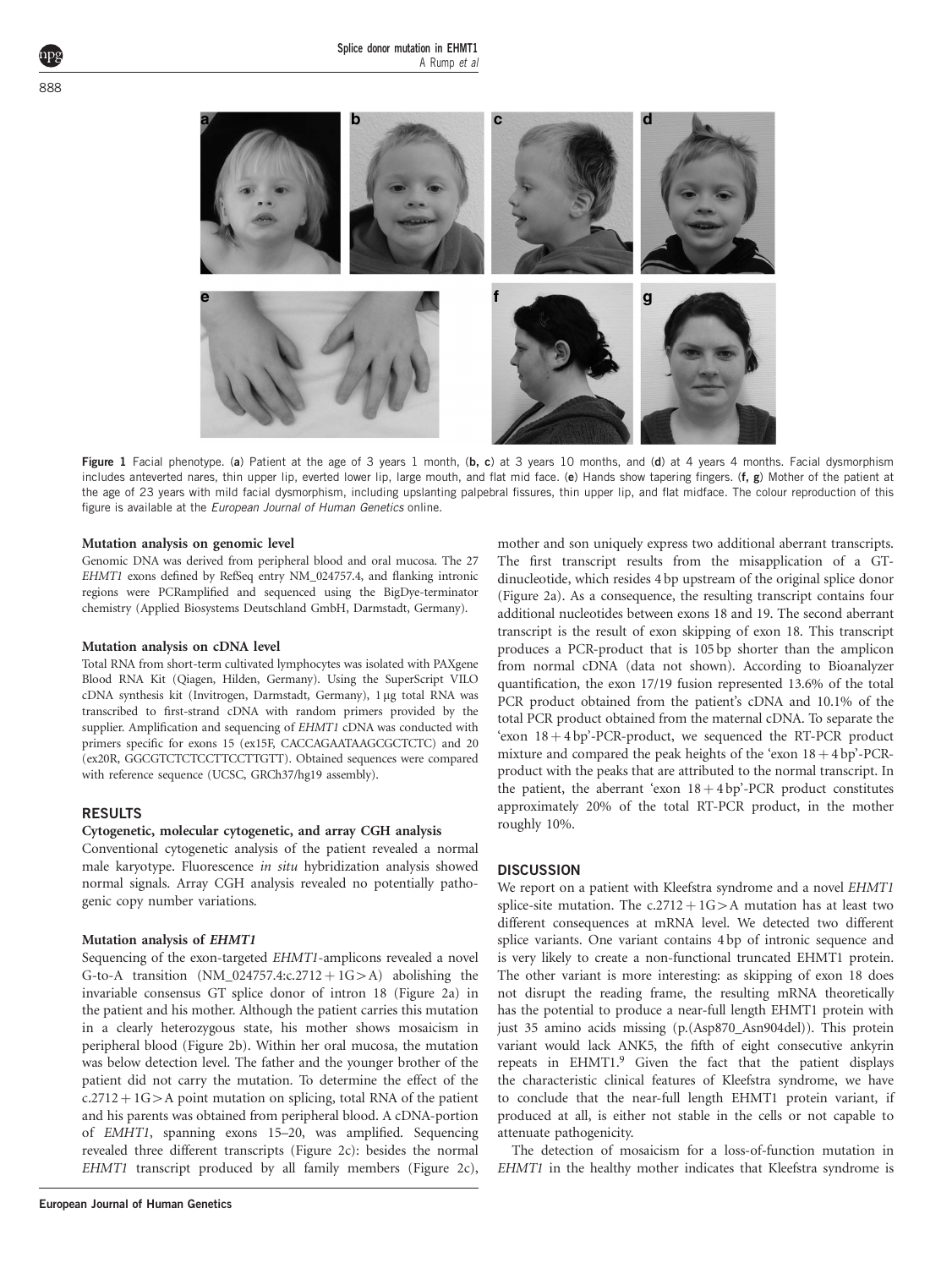Figure 1 Facial phenotype. (**a**) Patient at the age of 3 years 1 month, (**b, c**) at 3 years 10 months, and (**d**) at 4 years 4 months. Facial dysmorphism includes anteverted nares, thin upper lip, everted lower lip, large mouth, and flat mid face. (**e**) Hands show tapering fingers. (**f, g**) Mother of the patient at the age of 23 years with mild facial dysmorphism, including upslanting palpebral fissures, thin upper lip, and flat midface. The colour reproduction of this figure is available at the *European Journal of Human Genetics* online.

**Mutation analysis on genomic level**

Genomic DNA was derived from peripheral blood and oral mucosa. The 27 *EHMT1* exons defined by RefSeq entry NM_024757.4, and flanking intronic regions were PCRamplified and sequenced using the BigDye-terminator chemistry (Applied Biosystems Deutschland GmbH, Darmstadt, Germany).

**Mutation analysis on cDNA level**

Total RNA from short-term cultivated lymphocytes was isolated with PAXgene Blood RNA Kit (Qiagen, Hilden, Germany). Using the SuperScript VILO cDNA synthesis kit (Invitrogen, Darmstadt, Germany), 1 µg total RNA was transcribed to first-strand cDNA with random primers provided by the supplier. Amplification and sequencing of *EHMT1* cDNA was conducted with primers specific for exons 15 (ex15F, CACCAGAATAAGCGCTCTC) and 20 (ex20R, GGCGTCTCTCCTTCCTTGTT). Obtained sequences were compared with reference sequence (UCSC, GRCh37/hg19 assembly).

## RESULTS

### Cytogenetic, molecular cytogenetic, and array CGH analysis

Conventional cytogenetic analysis of the patient revealed a normal male karyotype. Fluorescence *in situ* hybridization analysis showed normal signals. Array CGH analysis revealed no potentially pathogenic copy number variations.

### Mutation analysis of *EHMT1*

Sequencing of the exon-targeted *EHMT1*-amplicons revealed a novel G-to-A transition (NM_024757.4:c.2712+1G>A) abolishing the invariable consensus GT splice donor of intron 18 (Figure 2a) in the patient and his mother. Although the patient carries this mutation in a clearly heterozygous state, his mother shows mosaicism in peripheral blood (Figure 2b). Within her oral mucosa, the mutation was below detection level. The father and the younger brother of the patient did not carry the mutation. To determine the effect of the c.2712+1G>A point mutation on splicing, total RNA of the patient and his parents was obtained from peripheral blood. A cDNA-portion of *EMHT1*, spanning exons 15–20, was amplified. Sequencing revealed three different transcripts (Figure 2c): besides the normal *EHMT1* transcript produced by all family members (Figure 2c), mother and son uniquely express two additional aberrant transcripts. The first transcript results from the misapplication of a GT-dinucleotide, which resides 4 bp upstream of the original splice donor (Figure 2a). As a consequence, the resulting transcript contains four additional nucleotides between exons 18 and 19. The second aberrant transcript is the result of exon skipping of exon 18. This transcript produces a PCR-product that is 105 bp shorter than the amplicon from normal cDNA (data not shown). According to Bioanalyzer quantification, the exon 17/19 fusion represented 13.6% of the total PCR product obtained from the patient's cDNA and 10.1% of the total PCR product obtained from the maternal cDNA. To separate the 'exon 18+4 bp'-PCR-product, we sequenced the RT-PCR product mixture and compared the peak heights of the 'exon 18+4 bp'-PCR-product with the peaks that are attributed to the normal transcript. In the patient, the aberrant 'exon 18+4 bp'-PCR product constitutes approximately 20% of the total RT-PCR product, in the mother roughly 10%.

## DISCUSSION

We report on a patient with Kleefstra syndrome and a novel *EHMT1* splice-site mutation. The c.2712+1G>A mutation has at least two different consequences at mRNA level. We detected two different splice variants. One variant contains 4 bp of intronic sequence and is very likely to create a non-functional truncated EHMT1 protein. The other variant is more interesting: as skipping of exon 18 does not disrupt the reading frame, the resulting mRNA theoretically has the potential to produce a near-full length EHMT1 protein with just 35 amino acids missing (p.(Asp870_Asn904del)). This protein variant would lack ANK5, the fifth of eight consecutive ankyrin repeats in EHMT1.[9] Given the fact that the patient displays the characteristic clinical features of Kleefstra syndrome, we have to conclude that the near-full length EHMT1 protein variant, if produced at all, is either not stable in the cells or not capable to attenuate pathogenicity.

The detection of mosaicism for a loss-of-function mutation in *EHMT1* in the healthy mother indicates that Kleefstra syndrome is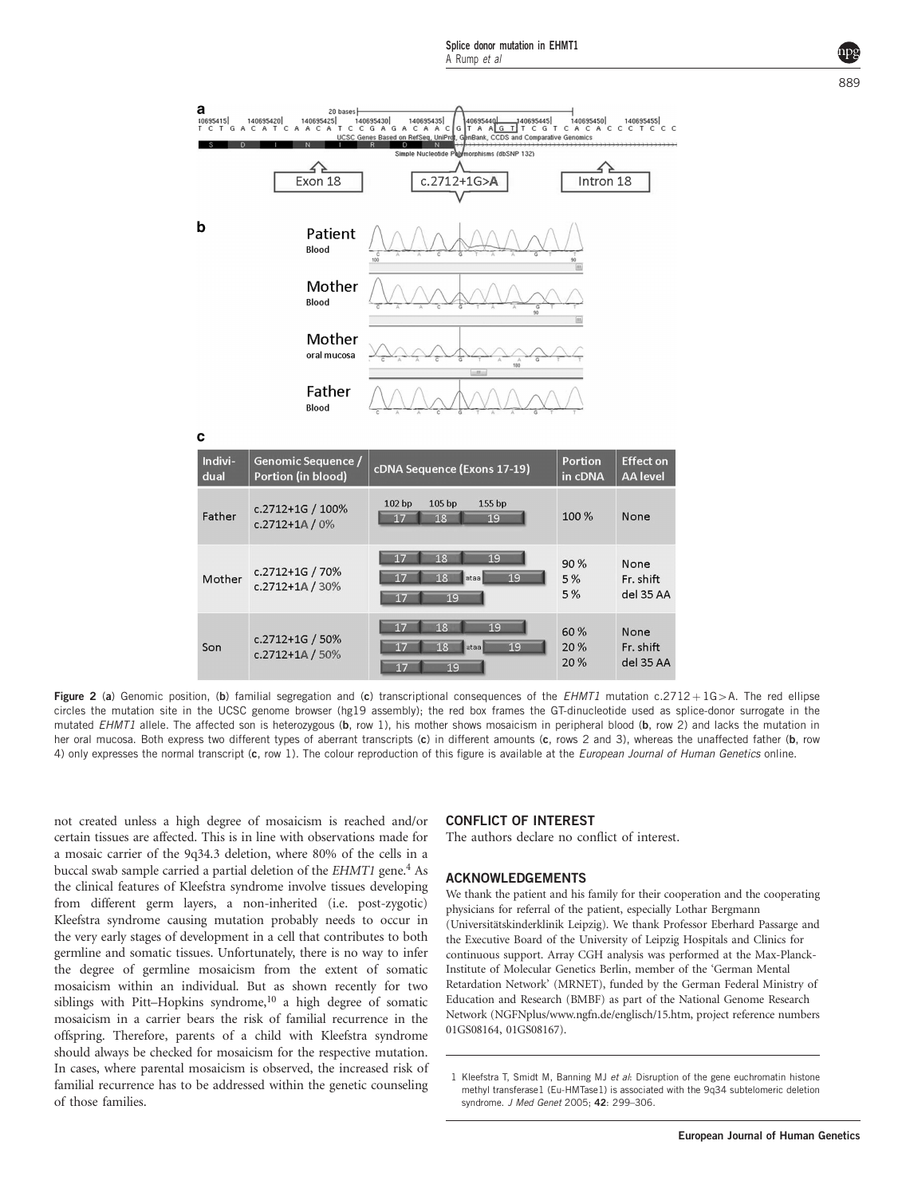| Indivi-dual | Genomic Sequence / Portion (in blood) | cDNA Sequence (Exons 17-19) | Portion in cDNA | Effect on AA level |
| --- | --- | --- | --- | --- |
| Father | c.2712+1G / 100% c.2712+1A / 0% | 102 bp 105 bp 155 bp 17 18 19 | 100 % | None |
| Mother | c.2712+1G / 70% c.2712+1A / 30% | 17 18 19; 17 18 ataa 19; 17 19 | 90 % 5 % 5 % | None Fr. shift del 35 AA |
| Son | c.2712+1G / 50% c.2712+1A / 50% | 17 18 19; 17 18 ataa 19; 17 19 | 60 % 20 % 20 % | None Fr. shift del 35 AA |

**Figure 2** (**a**) Genomic position, (**b**) familial segregation and (**c**) transcriptional consequences of the *EHMT1* mutation c.2712+1G>A. The red ellipse circles the mutation site in the UCSC genome browser (hg19 assembly); the red box frames the GT-dinucleotide used as splice-donor surrogate in the mutated *EHMT1* allele. The affected son is heterozygous (**b**, row 1), his mother shows mosaicism in peripheral blood (**b**, row 2) and lacks the mutation in her oral mucosa. Both express two different types of aberrant transcripts (**c**) in different amounts (**c**, rows 2 and 3), whereas the unaffected father (**b**, row 4) only expresses the normal transcript (**c**, row 1). The colour reproduction of this figure is available at the *European Journal of Human Genetics* online.

not created unless a high degree of mosaicism is reached and/or certain tissues are affected. This is in line with observations made for a mosaic carrier of the 9q34.3 deletion, where 80% of the cells in a buccal swab sample carried a partial deletion of the *EHMT1* gene.[4] As the clinical features of Kleefstra syndrome involve tissues developing from different germ layers, a non-inherited (i.e. post-zygotic) Kleefstra syndrome causing mutation probably needs to occur in the very early stages of development in a cell that contributes to both germline and somatic tissues. Unfortunately, there is no way to infer the degree of germline mosaicism from the extent of somatic mosaicism within an individual. But as shown recently for two siblings with Pitt–Hopkins syndrome,[10] a high degree of somatic mosaicism in a carrier bears the risk of familial recurrence in the offspring. Therefore, parents of a child with Kleefstra syndrome should always be checked for mosaicism for the respective mutation. In cases, where parental mosaicism is observed, the increased risk of familial recurrence has to be addressed within the genetic counseling of those families.

## CONFLICT OF INTEREST

The authors declare no conflict of interest.

## ACKNOWLEDGEMENTS

We thank the patient and his family for their cooperation and the cooperating physicians for referral of the patient, especially Lothar Bergmann (Universitätskinderklinik Leipzig). We thank Professor Eberhard Passarge and the Executive Board of the University of Leipzig Hospitals and Clinics for continuous support. Array CGH analysis was performed at the Max-Planck-Institute of Molecular Genetics Berlin, member of the 'German Mental Retardation Network' (MRNET), funded by the German Federal Ministry of Education and Research (BMBF) as part of the National Genome Research Network (NGFNplus/www.ngfn.de/englisch/15.htm, project reference numbers 01GS08164, 01GS08167).

1 Kleefstra T, Smidt M, Banning MJ *et al*: Disruption of the gene euchromatin histone methyl transferase1 (Eu-HMTase1) is associated with the 9q34 subtelomeric deletion syndrome. *J Med Genet* 2005; **42**: 299–306.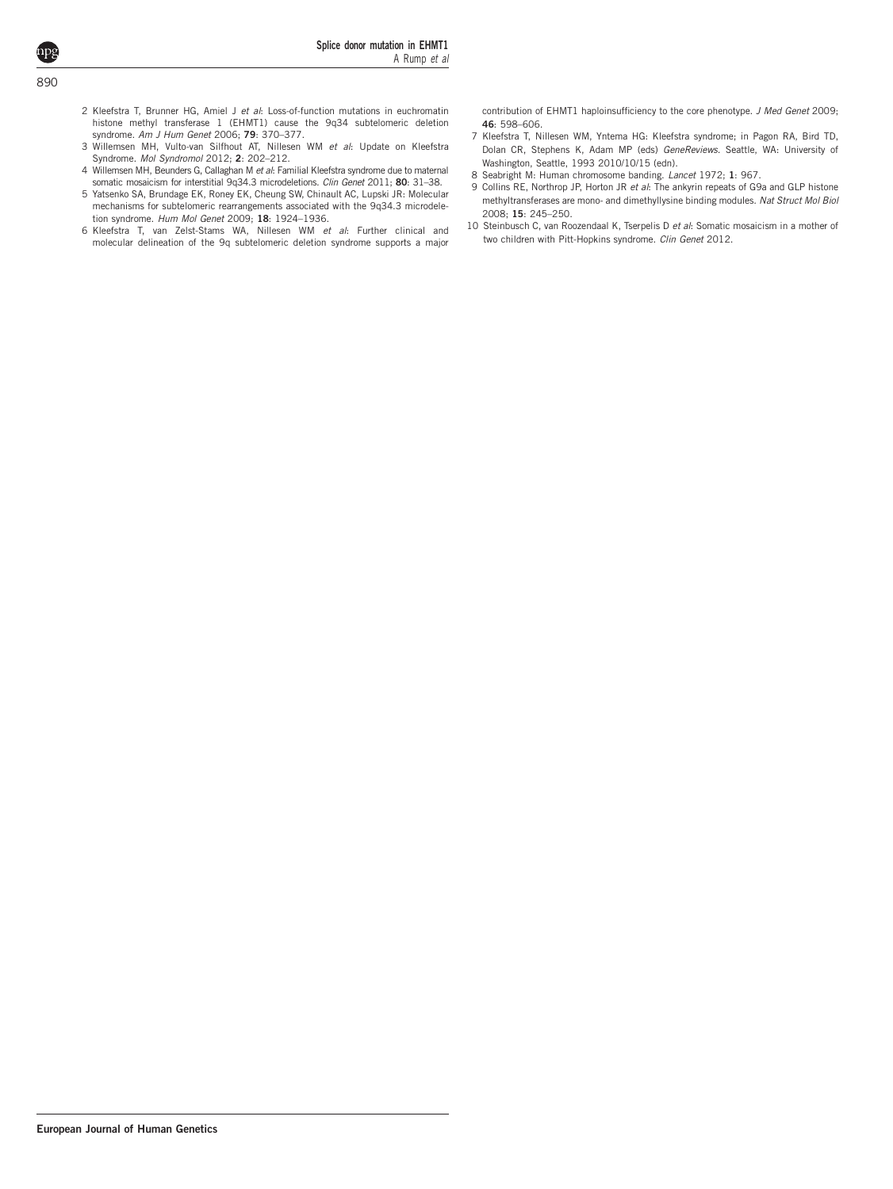2 Kleefstra T, Brunner HG, Amiel J *et al*: Loss-of-function mutations in euchromatin histone methyl transferase 1 (EHMT1) cause the 9q34 subtelomeric deletion syndrome. *Am J Hum Genet* 2006; **79**: 370–377.

3 Willemsen MH, Vulto-van Silfhout AT, Nillesen WM *et al*: Update on Kleefstra Syndrome. *Mol Syndromol* 2012; **2**: 202–212.

4 Willemsen MH, Beunders G, Callaghan M *et al*: Familial Kleefstra syndrome due to maternal somatic mosaicism for interstitial 9q34.3 microdeletions. *Clin Genet* 2011; **80**: 31–38.

5 Yatsenko SA, Brundage EK, Roney EK, Cheung SW, Chinault AC, Lupski JR: Molecular mechanisms for subtelomeric rearrangements associated with the 9q34.3 microdeletion syndrome. *Hum Mol Genet* 2009; **18**: 1924–1936.

6 Kleefstra T, van Zelst-Stams WA, Nillesen WM *et al*: Further clinical and molecular delineation of the 9q subtelomeric deletion syndrome supports a major contribution of EHMT1 haploinsufficiency to the core phenotype. *J Med Genet* 2009; **46**: 598–606.

7 Kleefstra T, Nillesen WM, Yntema HG: Kleefstra syndrome; in Pagon RA, Bird TD, Dolan CR, Stephens K, Adam MP (eds) *GeneReviews*. Seattle, WA: University of Washington, Seattle, 1993 2010/10/15 (edn).

8 Seabright M: Human chromosome banding. *Lancet* 1972; **1**: 967.

9 Collins RE, Northrop JP, Horton JR *et al*: The ankyrin repeats of G9a and GLP histone methyltransferases are mono- and dimethyllysine binding modules. *Nat Struct Mol Biol* 2008; **15**: 245–250.

10 Steinbusch C, van Roozendaal K, Tserpelis D *et al*: Somatic mosaicism in a mother of two children with Pitt-Hopkins syndrome. *Clin Genet* 2012.